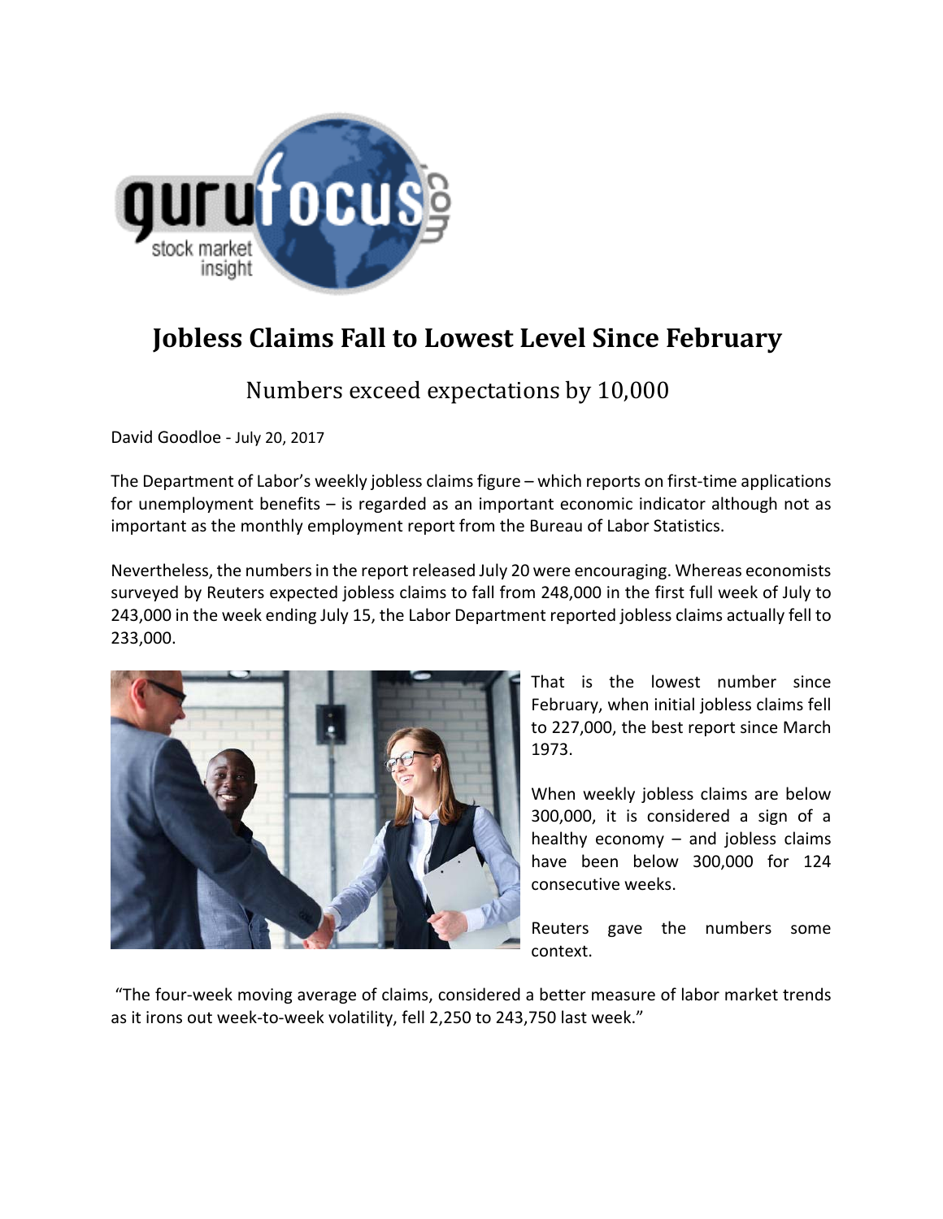# Jobless Claims Fall to Lowest Level Since February

## Numbers exceed expectations by 10,000

David Goodloe - July 20, 2017

The Department of Labor's weekly jobless claims figure – which reports on first-time applications for unemployment benefits – is regarded as an important economic indicator although not as important as the monthly employment report from the Bureau of Labor Statistics.

Nevertheless, the numbers in the report released July 20 were encouraging. Whereas economists surveyed by Reuters expected jobless claims to fall from 248,000 in the first full week of July to 243,000 in the week ending July 15, the Labor Department reported jobless claims actually fell to 233,000.

That is the lowest number since February, when initial jobless claims fell to 227,000, the best report since March 1973.

When weekly jobless claims are below 300,000, it is considered a sign of a healthy economy – and jobless claims have been below 300,000 for 124 consecutive weeks.

Reuters gave the numbers some context.

"The four-week moving average of claims, considered a better measure of labor market trends as it irons out week-to-week volatility, fell 2,250 to 243,750 last week."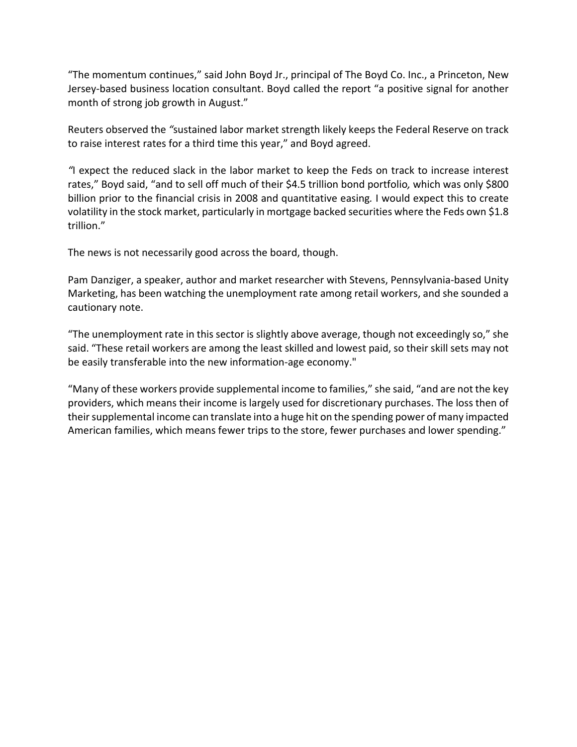"The momentum continues," said John Boyd Jr., principal of The Boyd Co. Inc., a Princeton, New Jersey-based business location consultant. Boyd called the report "a positive signal for another month of strong job growth in August."

Reuters observed the *"*sustained labor market strength likely keeps the Federal Reserve on track to raise interest rates for a third time this year," and Boyd agreed.

*"*I expect the reduced slack in the labor market to keep the Feds on track to increase interest rates," Boyd said, "and to sell off much of their $4.5 trillion bond portfolio*,* which was only $800 billion prior to the financial crisis in 2008 and quantitative easing*.* I would expect this to create volatility in the stock market, particularly in mortgage backed securities where the Feds own $1.8 trillion."

The news is not necessarily good across the board, though.

Pam Danziger, a speaker, author and market researcher with Stevens, Pennsylvania-based Unity Marketing, has been watching the unemployment rate among retail workers, and she sounded a cautionary note.

"The unemployment rate in this sector is slightly above average, though not exceedingly so," she said. "These retail workers are among the least skilled and lowest paid, so their skill sets may not be easily transferable into the new information-age economy."

"Many of these workers provide supplemental income to families," she said, "and are not the key providers, which means their income is largely used for discretionary purchases. The loss then of their supplemental income can translate into a huge hit on the spending power of many impacted American families, which means fewer trips to the store, fewer purchases and lower spending."